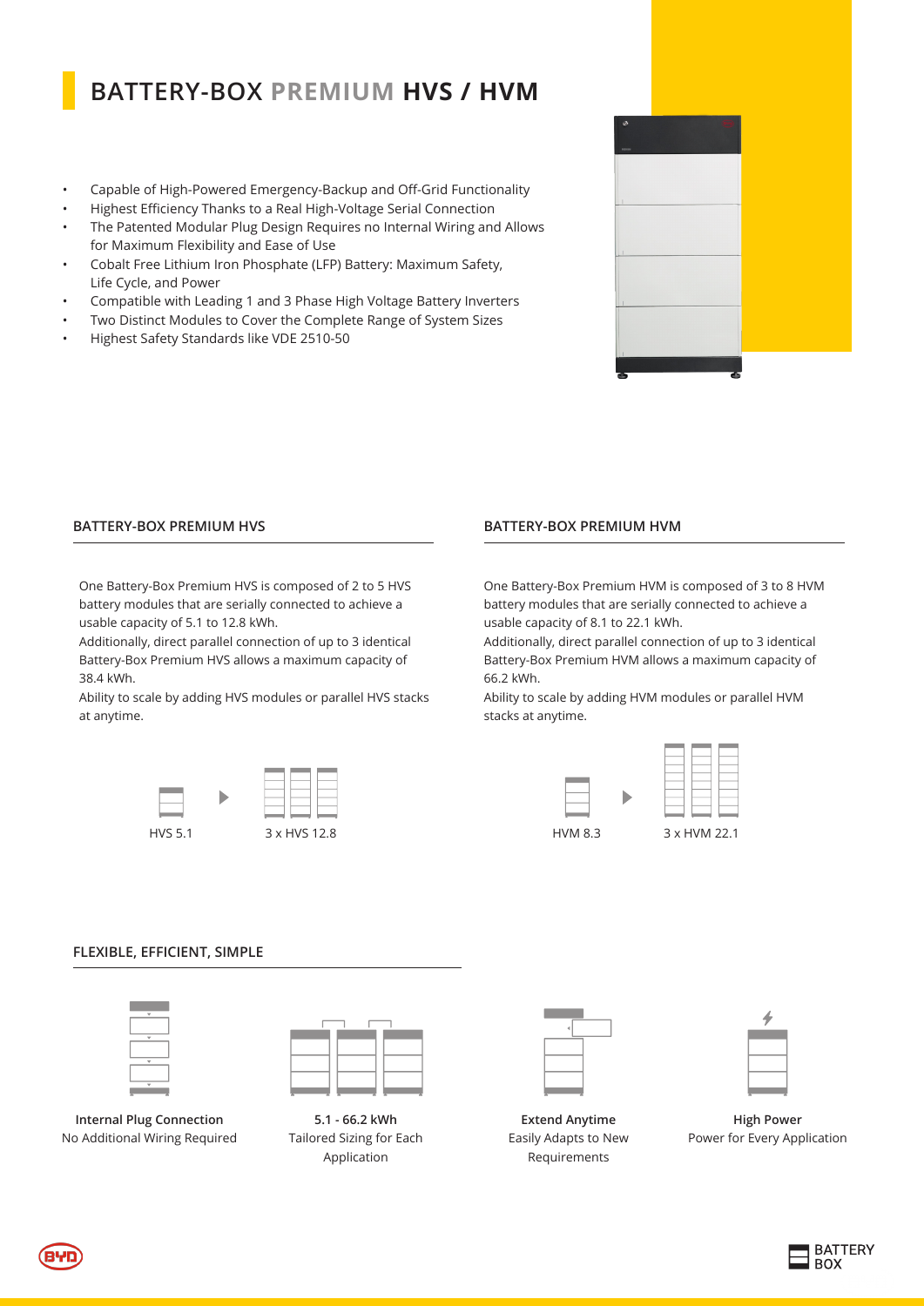# BATTERY-BOX PREMIUM HVS / HVM

- Capable of High-Powered Emergency-Backup and Off-Grid Functionality
- Highest Efficiency Thanks to a Real High-Voltage Serial Connection
- The Patented Modular Plug Design Requires no Internal Wiring and Allows for Maximum Flexibility and Ease of Use
- Cobalt Free Lithium Iron Phosphate (LFP) Battery: Maximum Safety, Life Cycle, and Power
- Compatible with Leading 1 and 3 Phase High Voltage Battery Inverters
- Two Distinct Modules to Cover the Complete Range of System Sizes
- Highest Safety Standards like VDE 2510-50

## BATTERY-BOX PREMIUM HVS

One Battery-Box Premium HVS is composed of 2 to 5 HVS battery modules that are serially connected to achieve a usable capacity of 5.1 to 12.8 kWh.

Additionally, direct parallel connection of up to 3 identical Battery-Box Premium HVS allows a maximum capacity of 38.4 kWh.

Ability to scale by adding HVS modules or parallel HVS stacks at anytime.

HVS 5.1 ▶ 3 x HVS 12.8

## BATTERY-BOX PREMIUM HVM

One Battery-Box Premium HVM is composed of 3 to 8 HVM battery modules that are serially connected to achieve a usable capacity of 8.1 to 22.1 kWh.

Additionally, direct parallel connection of up to 3 identical Battery-Box Premium HVM allows a maximum capacity of 66.2 kWh.

Ability to scale by adding HVM modules or parallel HVM stacks at anytime.

HVM 8.3 ▶ 3 x HVM 22.1

## FLEXIBLE, EFFICIENT, SIMPLE

**Internal Plug Connection**
No Additional Wiring Required

**5.1 - 66.2 kWh**
Tailored Sizing for Each Application

**Extend Anytime**
Easily Adapts to New Requirements

**High Power**
Power for Every Application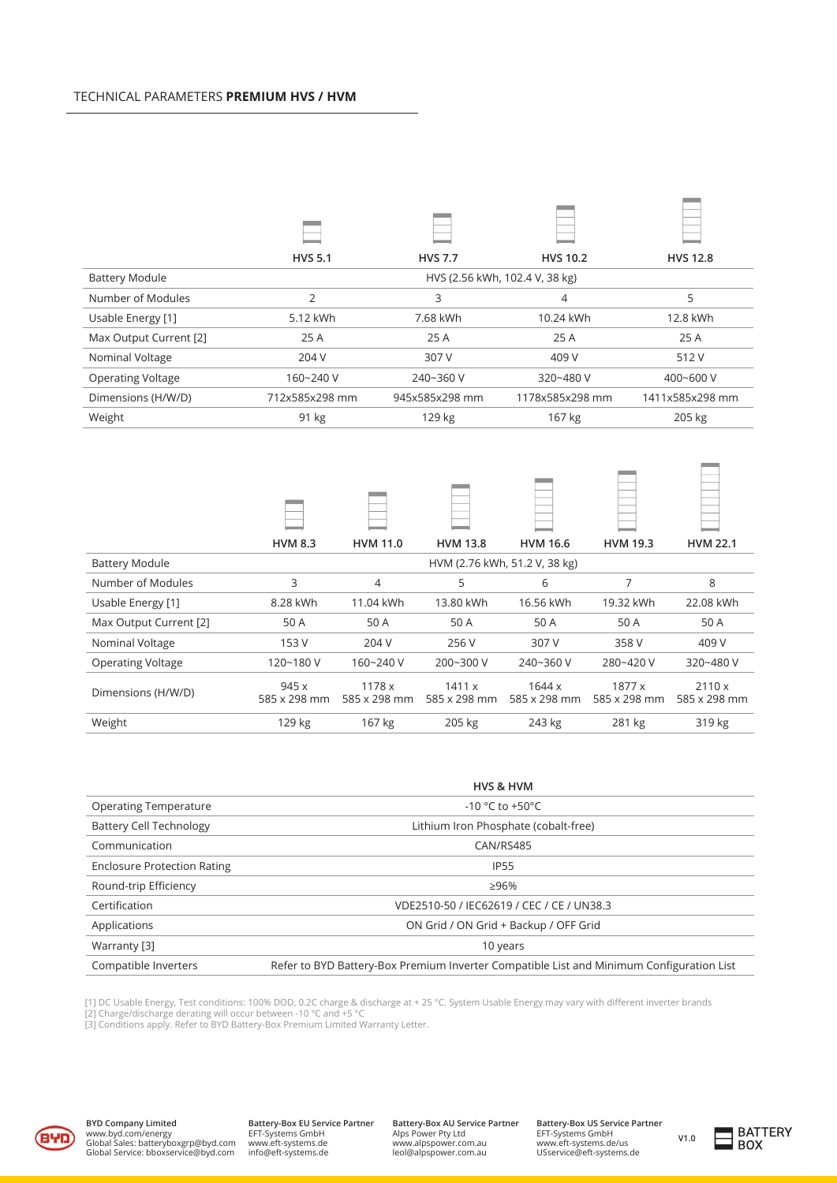TECHNICAL PARAMETERS **PREMIUM HVS / HVM**

| | HVS 5.1 | HVS 7.7 | HVS 10.2 | HVS 12.8 |
|---|---|---|---|---|
| Battery Module | HVS (2.56 kWh, 102.4 V, 38 kg) | | | |
| Number of Modules | 2 | 3 | 4 | 5 |
| Usable Energy [1] | 5.12 kWh | 7.68 kWh | 10.24 kWh | 12.8 kWh |
| Max Output Current [2] | 25 A | 25 A | 25 A | 25 A |
| Nominal Voltage | 204 V | 307 V | 409 V | 512 V |
| Operating Voltage | 160~240 V | 240~360 V | 320~480 V | 400~600 V |
| Dimensions (H/W/D) | 712x585x298 mm | 945x585x298 mm | 1178x585x298 mm | 1411x585x298 mm |
| Weight | 91 kg | 129 kg | 167 kg | 205 kg |

| | HVM 8.3 | HVM 11.0 | HVM 13.8 | HVM 16.6 | HVM 19.3 | HVM 22.1 |
|---|---|---|---|---|---|---|
| Battery Module | HVM (2.76 kWh, 51.2 V, 38 kg) | | | | | |
| Number of Modules | 3 | 4 | 5 | 6 | 7 | 8 |
| Usable Energy [1] | 8.28 kWh | 11.04 kWh | 13.80 kWh | 16.56 kWh | 19.32 kWh | 22.08 kWh |
| Max Output Current [2] | 50 A | 50 A | 50 A | 50 A | 50 A | 50 A |
| Nominal Voltage | 153 V | 204 V | 256 V | 307 V | 358 V | 409 V |
| Operating Voltage | 120~180 V | 160~240 V | 200~300 V | 240~360 V | 280~420 V | 320~480 V |
| Dimensions (H/W/D) | 945 x 585 x 298 mm | 1178 x 585 x 298 mm | 1411 x 585 x 298 mm | 1644 x 585 x 298 mm | 1877 x 585 x 298 mm | 2110 x 585 x 298 mm |
| Weight | 129 kg | 167 kg | 205 kg | 243 kg | 281 kg | 319 kg |

| | HVS & HVM |
|---|---|
| Operating Temperature | -10 °C to +50°C |
| Battery Cell Technology | Lithium Iron Phosphate (cobalt-free) |
| Communication | CAN/RS485 |
| Enclosure Protection Rating | IP55 |
| Round-trip Efficiency | ≥96% |
| Certification | VDE2510-50 / IEC62619 / CEC / CE / UN38.3 |
| Applications | ON Grid / ON Grid + Backup / OFF Grid |
| Warranty [3] | 10 years |
| Compatible Inverters | Refer to BYD Battery-Box Premium Inverter Compatible List and Minimum Configuration List |

[1] DC Usable Energy, Test conditions: 100% DOD, 0.2C charge & discharge at + 25 °C. System Usable Energy may vary with different inverter brands
[2] Charge/discharge derating will occur between -10 °C and +5 °C
[3] Conditions apply. Refer to BYD Battery-Box Premium Limited Warranty Letter.

**BYD Company Limited**
www.byd.com/energy
Global Sales: batteryboxgrp@byd.com
Global Service: bboxservice@byd.com

**Battery-Box EU Service Partner**
EFT-Systems GmbH
www.eft-systems.de
info@eft-systems.de

**Battery-Box AU Service Partner**
Alps Power Pty Ltd
www.alpspower.com.au
leol@alpspower.com.au

**Battery-Box US Service Partner**
EFT-Systems GmbH
www.eft-systems.de/us
USservice@eft-systems.de

V1.0

BATTERY BOX